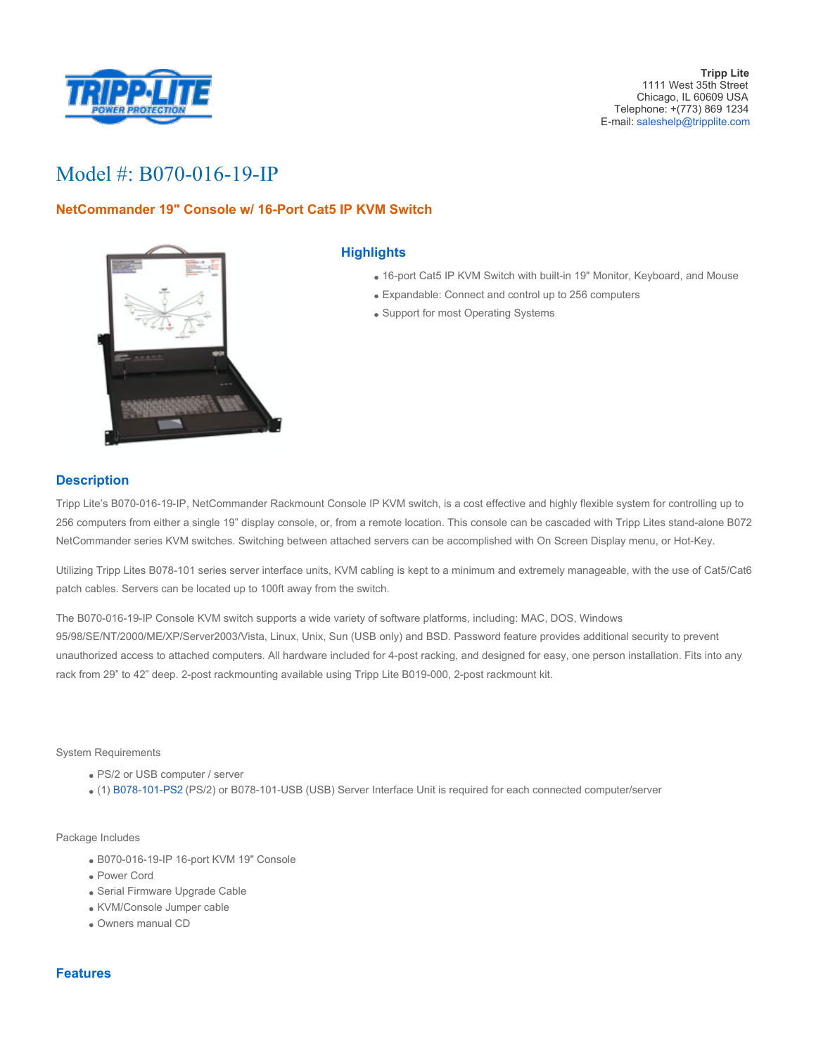**Tripp Lite**
1111 West 35th Street
Chicago, IL 60609 USA
Telephone: +(773) 869 1234
E-mail: saleshelp@tripplite.com

# Model #: B070-016-19-IP

### NetCommander 19" Console w/ 16-Port Cat5 IP KVM Switch

## Highlights

- 16-port Cat5 IP KVM Switch with built-in 19" Monitor, Keyboard, and Mouse
- Expandable: Connect and control up to 256 computers
- Support for most Operating Systems

## Description

Tripp Lite's B070-016-19-IP, NetCommander Rackmount Console IP KVM switch, is a cost effective and highly flexible system for controlling up to 256 computers from either a single 19" display console, or, from a remote location. This console can be cascaded with Tripp Lites stand-alone B072 NetCommander series KVM switches. Switching between attached servers can be accomplished with On Screen Display menu, or Hot-Key.

Utilizing Tripp Lites B078-101 series server interface units, KVM cabling is kept to a minimum and extremely manageable, with the use of Cat5/Cat6 patch cables. Servers can be located up to 100ft away from the switch.

The B070-016-19-IP Console KVM switch supports a wide variety of software platforms, including: MAC, DOS, Windows 95/98/SE/NT/2000/ME/XP/Server2003/Vista, Linux, Unix, Sun (USB only) and BSD. Password feature provides additional security to prevent unauthorized access to attached computers. All hardware included for 4-post racking, and designed for easy, one person installation. Fits into any rack from 29" to 42" deep. 2-post rackmounting available using Tripp Lite B019-000, 2-post rackmount kit.

System Requirements

- PS/2 or USB computer / server
- (1) B078-101-PS2 (PS/2) or B078-101-USB (USB) Server Interface Unit is required for each connected computer/server

Package Includes

- B070-016-19-IP 16-port KVM 19" Console
- Power Cord
- Serial Firmware Upgrade Cable
- KVM/Console Jumper cable
- Owners manual CD

## Features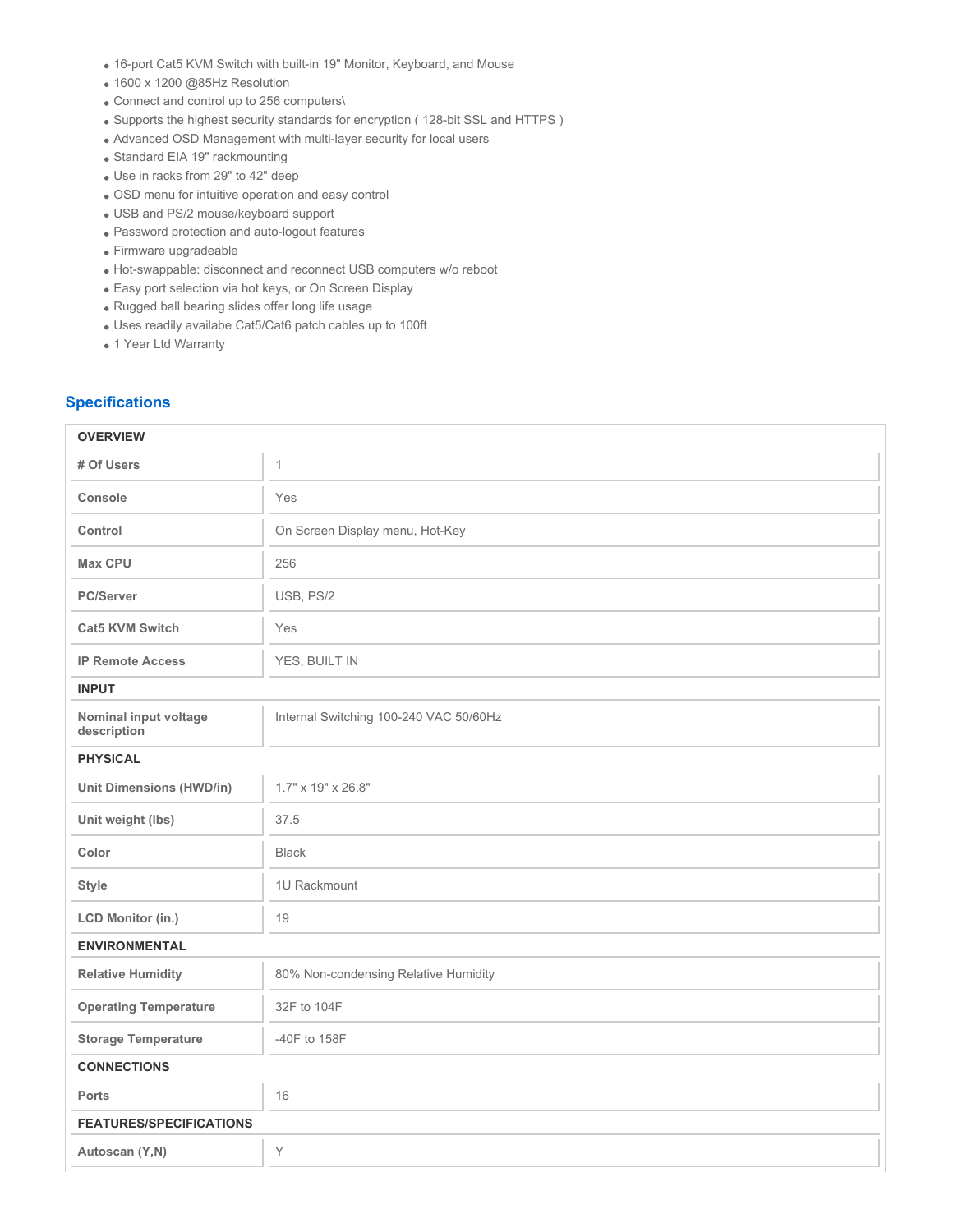- 16-port Cat5 KVM Switch with built-in 19" Monitor, Keyboard, and Mouse
- 1600 x 1200 @85Hz Resolution
- Connect and control up to 256 computers\
- Supports the highest security standards for encryption ( 128-bit SSL and HTTPS )
- Advanced OSD Management with multi-layer security for local users
- Standard EIA 19" rackmounting
- Use in racks from 29" to 42" deep
- OSD menu for intuitive operation and easy control
- USB and PS/2 mouse/keyboard support
- Password protection and auto-logout features
- Firmware upgradeable
- Hot-swappable: disconnect and reconnect USB computers w/o reboot
- Easy port selection via hot keys, or On Screen Display
- Rugged ball bearing slides offer long life usage
- Uses readily availabe Cat5/Cat6 patch cables up to 100ft
- 1 Year Ltd Warranty

## Specifications

| **OVERVIEW** | |
|---|---|
| **# Of Users** | 1 |
| **Console** | Yes |
| **Control** | On Screen Display menu, Hot-Key |
| **Max CPU** | 256 |
| **PC/Server** | USB, PS/2 |
| **Cat5 KVM Switch** | Yes |
| **IP Remote Access** | YES, BUILT IN |
| **INPUT** | |
| **Nominal input voltage description** | Internal Switching 100-240 VAC 50/60Hz |
| **PHYSICAL** | |
| **Unit Dimensions (HWD/in)** | 1.7" x 19" x 26.8" |
| **Unit weight (lbs)** | 37.5 |
| **Color** | Black |
| **Style** | 1U Rackmount |
| **LCD Monitor (in.)** | 19 |
| **ENVIRONMENTAL** | |
| **Relative Humidity** | 80% Non-condensing Relative Humidity |
| **Operating Temperature** | 32F to 104F |
| **Storage Temperature** | -40F to 158F |
| **CONNECTIONS** | |
| **Ports** | 16 |
| **FEATURES/SPECIFICATIONS** | |
| **Autoscan (Y,N)** | Y |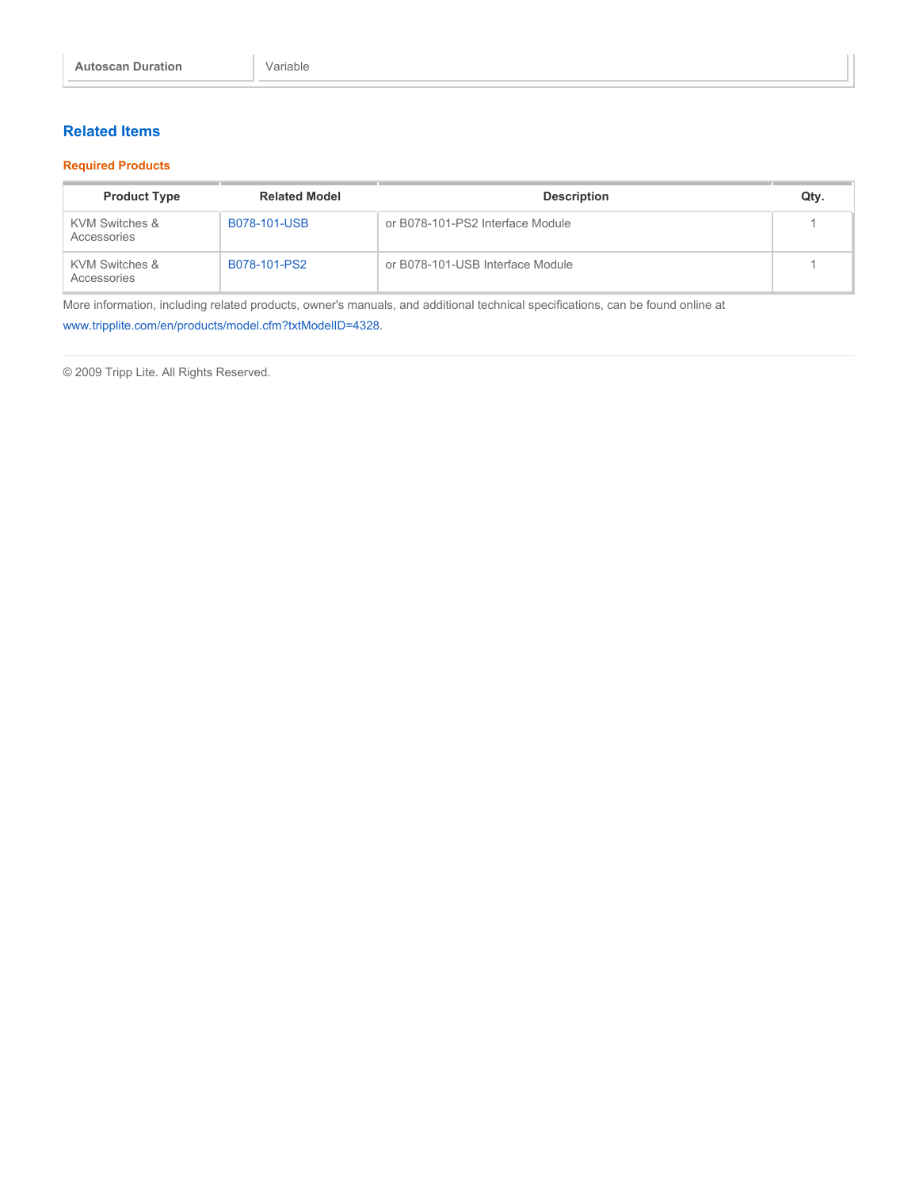| | |
|---|---|
| **Autoscan Duration** | Variable |

## Related Items

### Required Products

| Product Type | Related Model | Description | Qty. |
|---|---|---|---|
| KVM Switches & Accessories | B078-101-USB | or B078-101-PS2 Interface Module | 1 |
| KVM Switches & Accessories | B078-101-PS2 | or B078-101-USB Interface Module | 1 |

More information, including related products, owner's manuals, and additional technical specifications, can be found online at www.tripplite.com/en/products/model.cfm?txtModelID=4328.

© 2009 Tripp Lite. All Rights Reserved.